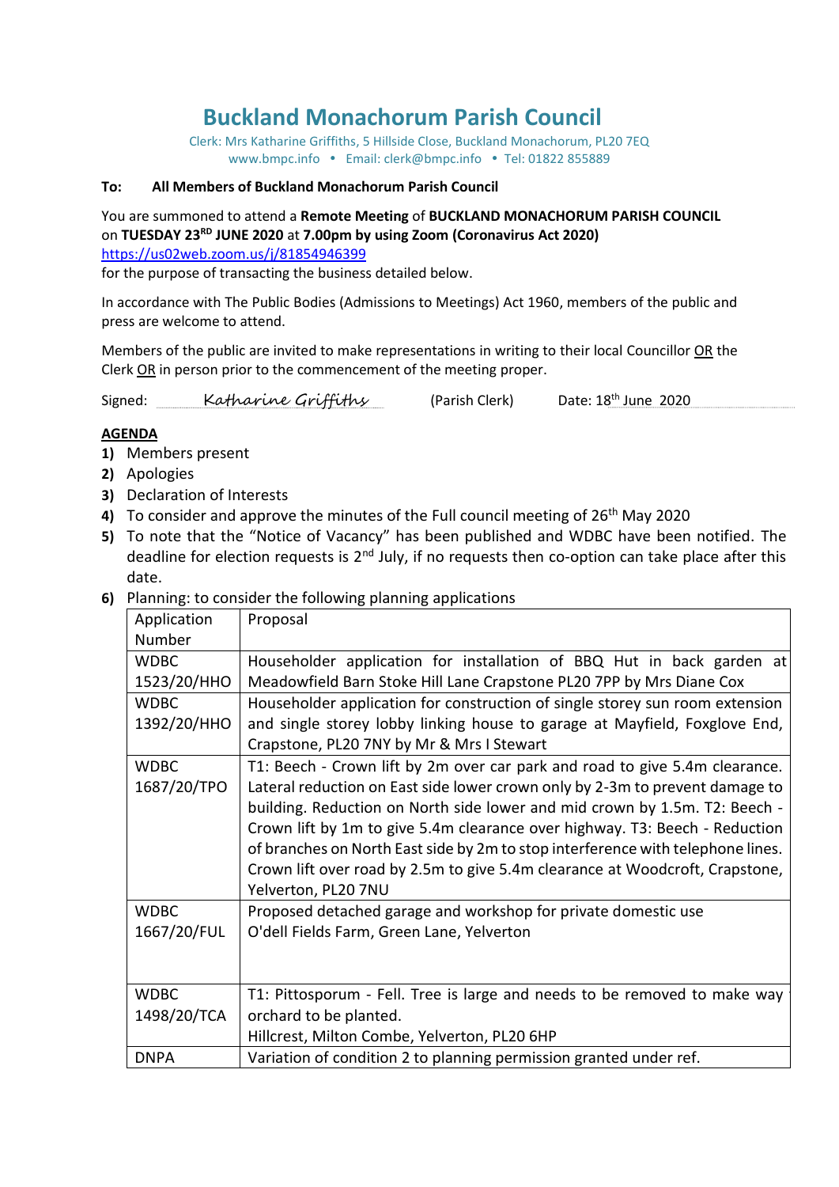# Buckland Monachorum Parish Council

Clerk: Mrs Katharine Griffiths, 5 Hillside Close, Buckland Monachorum, PL20 7EQ
www.bmpc.info • Email: clerk@bmpc.info • Tel: 01822 855889

**To: All Members of Buckland Monachorum Parish Council**

You are summoned to attend a **Remote Meeting** of **BUCKLAND MONACHORUM PARISH COUNCIL** on **TUESDAY 23RD JUNE 2020** at **7.00pm by using Zoom (Coronavirus Act 2020)**
https://us02web.zoom.us/j/81854946399
for the purpose of transacting the business detailed below.

In accordance with The Public Bodies (Admissions to Meetings) Act 1960, members of the public and press are welcome to attend.

Members of the public are invited to make representations in writing to their local Councillor OR the Clerk OR in person prior to the commencement of the meeting proper.

Signed: *Katharine Griffiths* (Parish Clerk) Date: 18th June 2020

**AGENDA**

1) Members present
2) Apologies
3) Declaration of Interests
4) To consider and approve the minutes of the Full council meeting of 26th May 2020
5) To note that the "Notice of Vacancy" has been published and WDBC have been notified. The deadline for election requests is 2nd July, if no requests then co-option can take place after this date.
6) Planning: to consider the following planning applications

| Application Number | Proposal |
|---|---|
| WDBC 1523/20/HHO | Householder application for installation of BBQ Hut in back garden at Meadowfield Barn Stoke Hill Lane Crapstone PL20 7PP by Mrs Diane Cox |
| WDBC 1392/20/HHO | Householder application for construction of single storey sun room extension and single storey lobby linking house to garage at Mayfield, Foxglove End, Crapstone, PL20 7NY by Mr & Mrs I Stewart |
| WDBC 1687/20/TPO | T1: Beech - Crown lift by 2m over car park and road to give 5.4m clearance. Lateral reduction on East side lower crown only by 2-3m to prevent damage to building. Reduction on North side lower and mid crown by 1.5m. T2: Beech - Crown lift by 1m to give 5.4m clearance over highway. T3: Beech - Reduction of branches on North East side by 2m to stop interference with telephone lines. Crown lift over road by 2.5m to give 5.4m clearance at Woodcroft, Crapstone, Yelverton, PL20 7NU |
| WDBC 1667/20/FUL | Proposed detached garage and workshop for private domestic use O'dell Fields Farm, Green Lane, Yelverton |
| WDBC 1498/20/TCA | T1: Pittosporum - Fell. Tree is large and needs to be removed to make way orchard to be planted. Hillcrest, Milton Combe, Yelverton, PL20 6HP |
| DNPA | Variation of condition 2 to planning permission granted under ref. |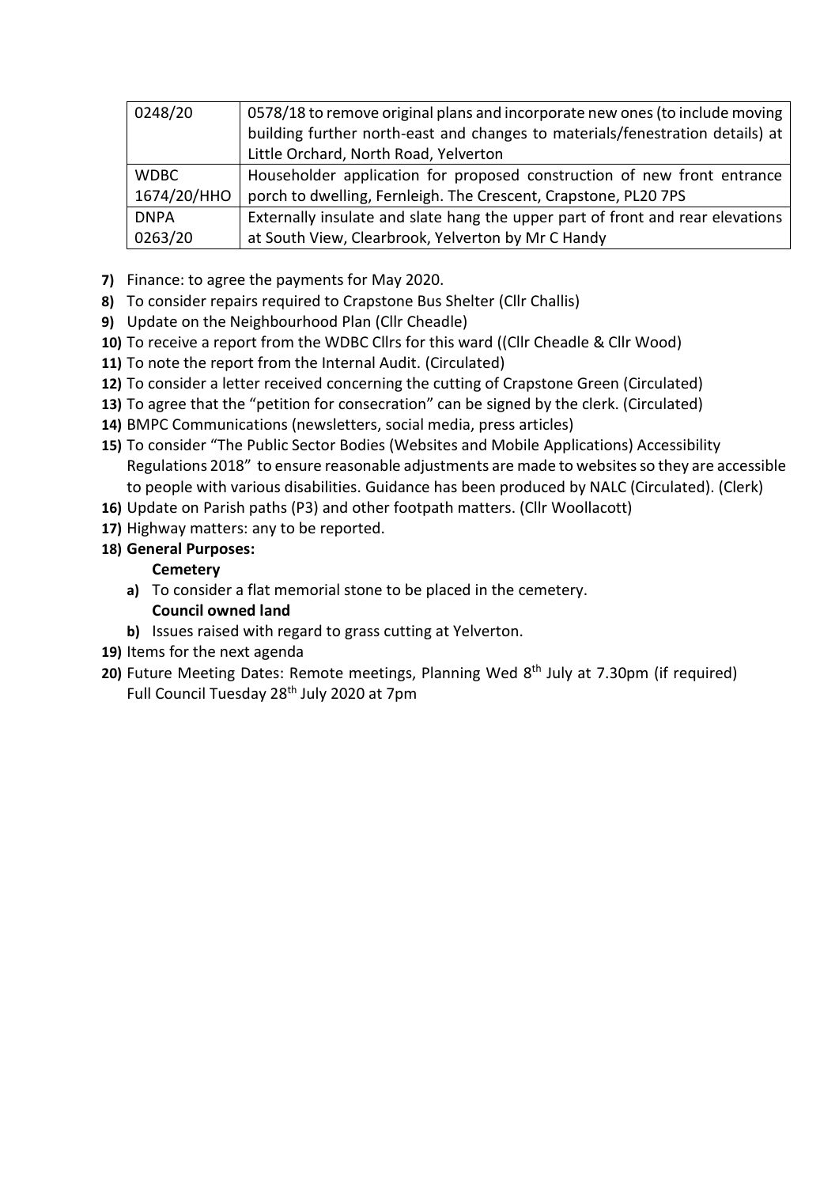| | |
|---|---|
| 0248/20 | 0578/18 to remove original plans and incorporate new ones (to include moving building further north-east and changes to materials/fenestration details) at Little Orchard, North Road, Yelverton |
| WDBC 1674/20/HHO | Householder application for proposed construction of new front entrance porch to dwelling, Fernleigh. The Crescent, Crapstone, PL20 7PS |
| DNPA 0263/20 | Externally insulate and slate hang the upper part of front and rear elevations at South View, Clearbrook, Yelverton by Mr C Handy |

7) Finance: to agree the payments for May 2020.
8) To consider repairs required to Crapstone Bus Shelter (Cllr Challis)
9) Update on the Neighbourhood Plan (Cllr Cheadle)
10) To receive a report from the WDBC Cllrs for this ward ((Cllr Cheadle & Cllr Wood)
11) To note the report from the Internal Audit. (Circulated)
12) To consider a letter received concerning the cutting of Crapstone Green (Circulated)
13) To agree that the "petition for consecration" can be signed by the clerk. (Circulated)
14) BMPC Communications (newsletters, social media, press articles)
15) To consider "The Public Sector Bodies (Websites and Mobile Applications) Accessibility Regulations 2018" to ensure reasonable adjustments are made to websites so they are accessible to people with various disabilities. Guidance has been produced by NALC (Circulated). (Clerk)
16) Update on Parish paths (P3) and other footpath matters. (Cllr Woollacott)
17) Highway matters: any to be reported.
18) **General Purposes:**

    **Cemetery**

    a) To consider a flat memorial stone to be placed in the cemetery.

    **Council owned land**

    b) Issues raised with regard to grass cutting at Yelverton.
19) Items for the next agenda
20) Future Meeting Dates: Remote meetings, Planning Wed 8th July at 7.30pm (if required) Full Council Tuesday 28th July 2020 at 7pm